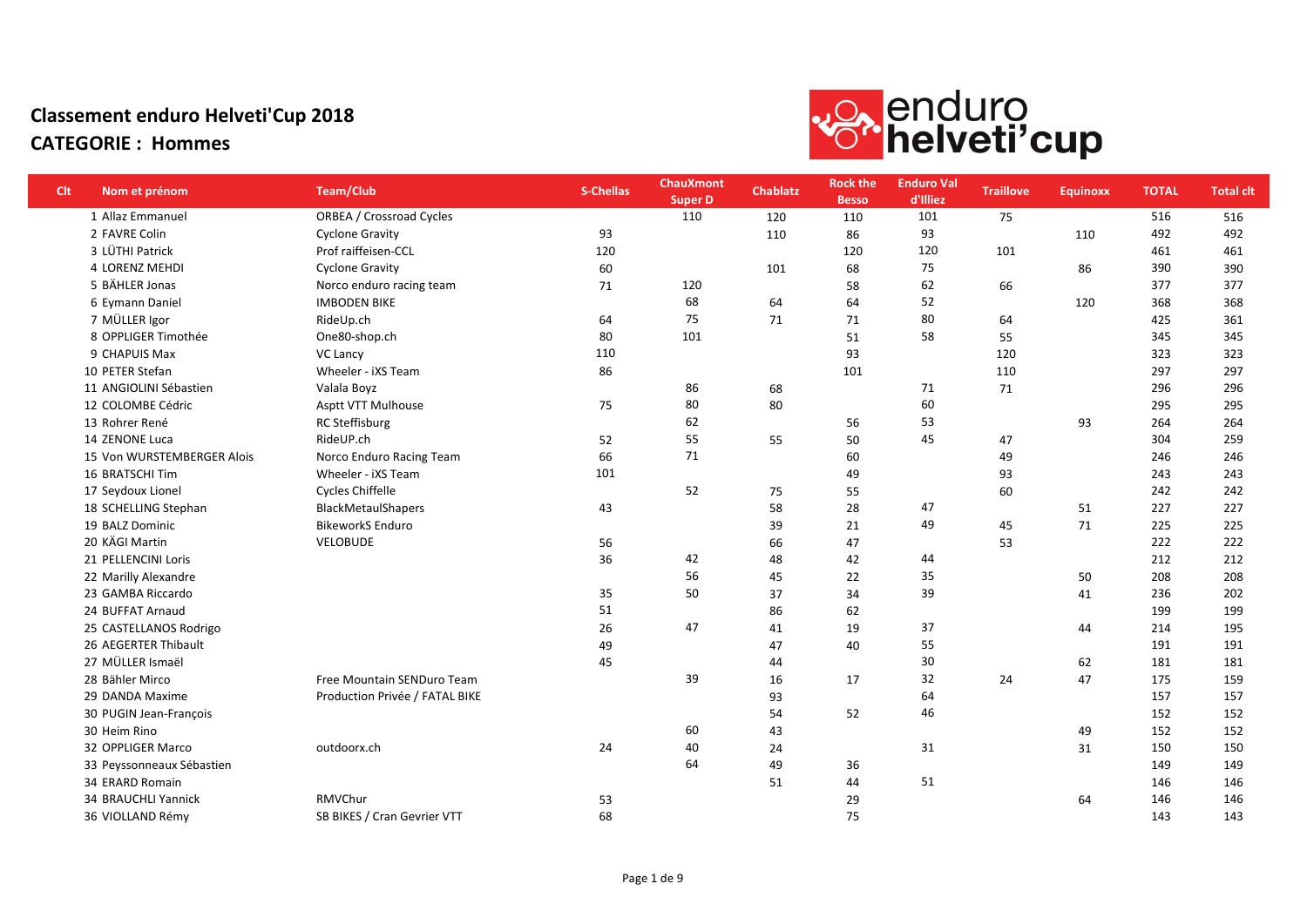# Classement enduro Helveti'Cup 2018

## CATEGORIE : Hommes

| Clt | Nom et prénom | Team/Club | S-Chellas | ChauXmont Super D | Chablatz | Rock the Besso | Enduro Val d'Illiez | Traillove | Equinoxx | TOTAL | Total clt |
|---|---|---|---|---|---|---|---|---|---|---|---|
| 1 | Allaz Emmanuel | ORBEA / Crossroad Cycles | | 110 | 120 | 110 | 101 | 75 | | 516 | 516 |
| 2 | FAVRE Colin | Cyclone Gravity | 93 | | 110 | 86 | 93 | | 110 | 492 | 492 |
| 3 | LÜTHI Patrick | Prof raiffeisen-CCL | 120 | | | 120 | 120 | 101 | | 461 | 461 |
| 4 | LORENZ MEHDI | Cyclone Gravity | 60 | | 101 | 68 | 75 | | 86 | 390 | 390 |
| 5 | BÄHLER Jonas | Norco enduro racing team | 71 | 120 | | 58 | 62 | 66 | | 377 | 377 |
| 6 | Eymann Daniel | IMBODEN BIKE | | 68 | 64 | 64 | 52 | | 120 | 368 | 368 |
| 7 | MÜLLER Igor | RideUp.ch | 64 | 75 | 71 | 71 | 80 | 64 | | 425 | 361 |
| 8 | OPPLIGER Timothée | One80-shop.ch | 80 | 101 | | 51 | 58 | 55 | | 345 | 345 |
| 9 | CHAPUIS Max | VC Lancy | 110 | | | 93 | | 120 | | 323 | 323 |
| 10 | PETER Stefan | Wheeler - iXS Team | 86 | | | 101 | | 110 | | 297 | 297 |
| 11 | ANGIOLINI Sébastien | Valala Boyz | | 86 | 68 | | 71 | 71 | | 296 | 296 |
| 12 | COLOMBE Cédric | Asptt VTT Mulhouse | 75 | 80 | 80 | | 60 | | | 295 | 295 |
| 13 | Rohrer René | RC Steffisburg | | 62 | | 56 | 53 | | 93 | 264 | 264 |
| 14 | ZENONE Luca | RideUP.ch | 52 | 55 | 55 | 50 | 45 | 47 | | 304 | 259 |
| 15 | Von WURSTEMBERGER Alois | Norco Enduro Racing Team | 66 | 71 | | 60 | | 49 | | 246 | 246 |
| 16 | BRATSCHI Tim | Wheeler - iXS Team | 101 | | | 49 | | 93 | | 243 | 243 |
| 17 | Seydoux Lionel | Cycles Chiffelle | | 52 | 75 | 55 | | 60 | | 242 | 242 |
| 18 | SCHELLING Stephan | BlackMetaulShapers | 43 | | 58 | 28 | 47 | | 51 | 227 | 227 |
| 19 | BALZ Dominic | BikeworkS Enduro | | | 39 | 21 | 49 | 45 | 71 | 225 | 225 |
| 20 | KÄGI Martin | VELOBUDE | 56 | | 66 | 47 | | 53 | | 222 | 222 |
| 21 | PELLENCINI Loris | | 36 | 42 | 48 | 42 | 44 | | | 212 | 212 |
| 22 | Marilly Alexandre | | | 56 | 45 | 22 | 35 | | 50 | 208 | 208 |
| 23 | GAMBA Riccardo | | 35 | 50 | 37 | 34 | 39 | | 41 | 236 | 202 |
| 24 | BUFFAT Arnaud | | 51 | | 86 | 62 | | | | 199 | 199 |
| 25 | CASTELLANOS Rodrigo | | 26 | 47 | 41 | 19 | 37 | | 44 | 214 | 195 |
| 26 | AEGERTER Thibault | | 49 | | 47 | 40 | 55 | | | 191 | 191 |
| 27 | MÜLLER Ismaël | | 45 | | 44 | | 30 | | 62 | 181 | 181 |
| 28 | Bähler Mirco | Free Mountain SENDuro Team | | 39 | 16 | 17 | 32 | 24 | 47 | 175 | 159 |
| 29 | DANDA Maxime | Production Privée / FATAL BIKE | | | 93 | | 64 | | | 157 | 157 |
| 30 | PUGIN Jean-François | | | | 54 | 52 | 46 | | | 152 | 152 |
| 30 | Heim Rino | | | 60 | 43 | | | | 49 | 152 | 152 |
| 32 | OPPLIGER Marco | outdoorx.ch | 24 | 40 | 24 | | 31 | | 31 | 150 | 150 |
| 33 | Peyssonneaux Sébastien | | | 64 | 49 | 36 | | | | 149 | 149 |
| 34 | ERARD Romain | | | | 51 | 44 | 51 | | | 146 | 146 |
| 34 | BRAUCHLI Yannick | RMVChur | 53 | | 29 | | | | 64 | 146 | 146 |
| 36 | VIOLLAND Rémy | SB BIKES / Cran Gevrier VTT | 68 | | | 75 | | | | 143 | 143 |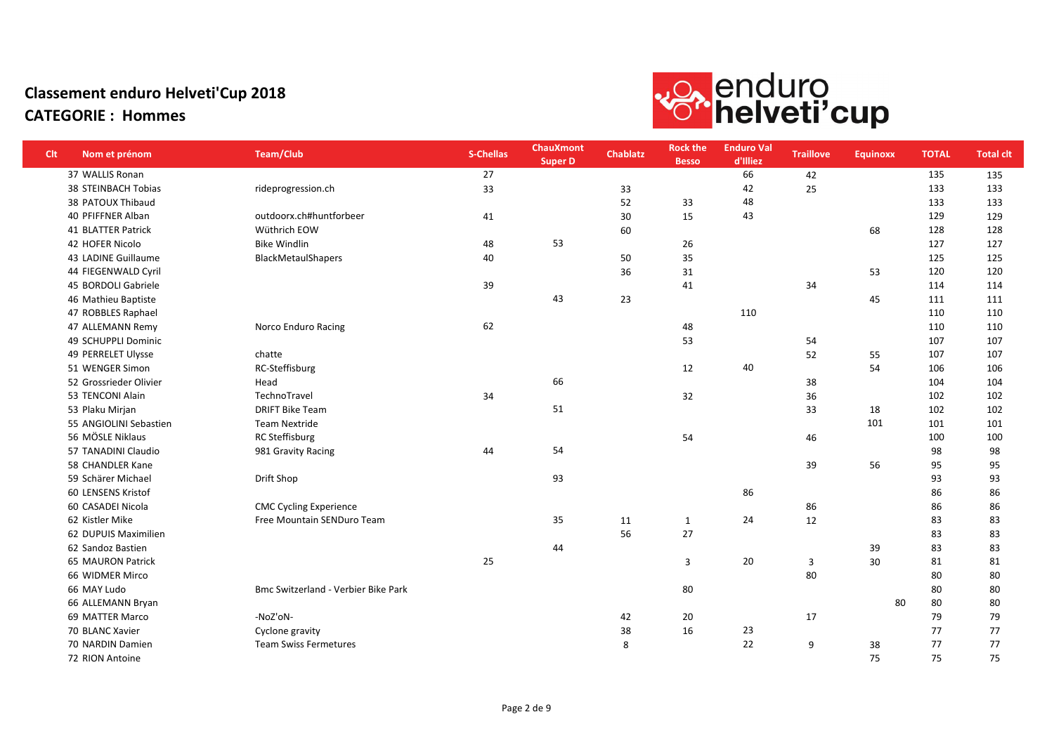## Classement enduro Helveti'Cup 2018

## CATEGORIE : Hommes

| Clt | Nom et prénom | Team/Club | S-Chellas | ChauXmont Super D | Chablatz | Rock the Besso | Enduro Val d'Illiez | Traillove | Equinoxx | TOTAL | Total clt |
|---|---|---|---|---|---|---|---|---|---|---|---|
| 37 | WALLIS Ronan | | 27 | | | | 66 | 42 | | 135 | 135 |
| 38 | STEINBACH Tobias | rideprogression.ch | 33 | | 33 | | 42 | 25 | | 133 | 133 |
| 38 | PATOUX Thibaud | | | | 52 | 33 | 48 | | | 133 | 133 |
| 40 | PFIFFNER Alban | outdoorx.ch#huntforbeer | 41 | | 30 | 15 | 43 | | | 129 | 129 |
| 41 | BLATTER Patrick | Wüthrich EOW | | | 60 | | | | 68 | 128 | 128 |
| 42 | HOFER Nicolo | Bike Windlin | 48 | 53 | | 26 | | | | 127 | 127 |
| 43 | LADINE Guillaume | BlackMetaulShapers | 40 | | 50 | 35 | | | | 125 | 125 |
| 44 | FIEGENWALD Cyril | | | | 36 | 31 | | | 53 | 120 | 120 |
| 45 | BORDOLI Gabriele | | 39 | | | 41 | | 34 | | 114 | 114 |
| 46 | Mathieu Baptiste | | | 43 | 23 | | | | 45 | 111 | 111 |
| 47 | ROBBLES Raphael | | | | | | 110 | | | 110 | 110 |
| 47 | ALLEMANN Remy | Norco Enduro Racing | 62 | | | 48 | | | | 110 | 110 |
| 49 | SCHUPPLI Dominic | | | | | 53 | | 54 | | 107 | 107 |
| 49 | PERRELET Ulysse | chatte | | | | | | 52 | 55 | 107 | 107 |
| 51 | WENGER Simon | RC-Steffisburg | | | | 12 | 40 | | 54 | 106 | 106 |
| 52 | Grossrieder Olivier | Head | | 66 | | | | 38 | | 104 | 104 |
| 53 | TENCONI Alain | TechnoTravel | 34 | | | 32 | | 36 | | 102 | 102 |
| 53 | Plaku Mirjan | DRIFT Bike Team | | 51 | | | | 33 | 18 | 102 | 102 |
| 55 | ANGIOLINI Sebastien | Team Nextride | | | | | | | 101 | 101 | 101 |
| 56 | MÖSLE Niklaus | RC Steffisburg | | | | 54 | | 46 | | 100 | 100 |
| 57 | TANADINI Claudio | 981 Gravity Racing | 44 | 54 | | | | | | 98 | 98 |
| 58 | CHANDLER Kane | | | | | | | 39 | 56 | 95 | 95 |
| 59 | Schärer Michael | Drift Shop | | 93 | | | | | | 93 | 93 |
| 60 | LENSENS Kristof | | | | | | 86 | | | 86 | 86 |
| 60 | CASADEI Nicola | CMC Cycling Experience | | | | | | 86 | | 86 | 86 |
| 62 | Kistler Mike | Free Mountain SENDuro Team | | 35 | 11 | 1 | 24 | 12 | | 83 | 83 |
| 62 | DUPUIS Maximilien | | | | 56 | 27 | | | | 83 | 83 |
| 62 | Sandoz Bastien | | | 44 | | | | | 39 | 83 | 83 |
| 65 | MAURON Patrick | | 25 | | | 3 | 20 | 3 | 30 | 81 | 81 |
| 66 | WIDMER Mirco | | | | | | | 80 | | 80 | 80 |
| 66 | MAY Ludo | Bmc Switzerland - Verbier Bike Park | | | | 80 | | | | 80 | 80 |
| 66 | ALLEMANN Bryan | | | | | | | | 80 | 80 | 80 |
| 69 | MATTER Marco | -NoZ'oN- | | | 42 | 20 | | 17 | | 79 | 79 |
| 70 | BLANC Xavier | Cyclone gravity | | | 38 | 16 | 23 | | | 77 | 77 |
| 70 | NARDIN Damien | Team Swiss Fermetures | | | 8 | | 22 | 9 | 38 | 77 | 77 |
| 72 | RION Antoine | | | | | | | | 75 | 75 | 75 |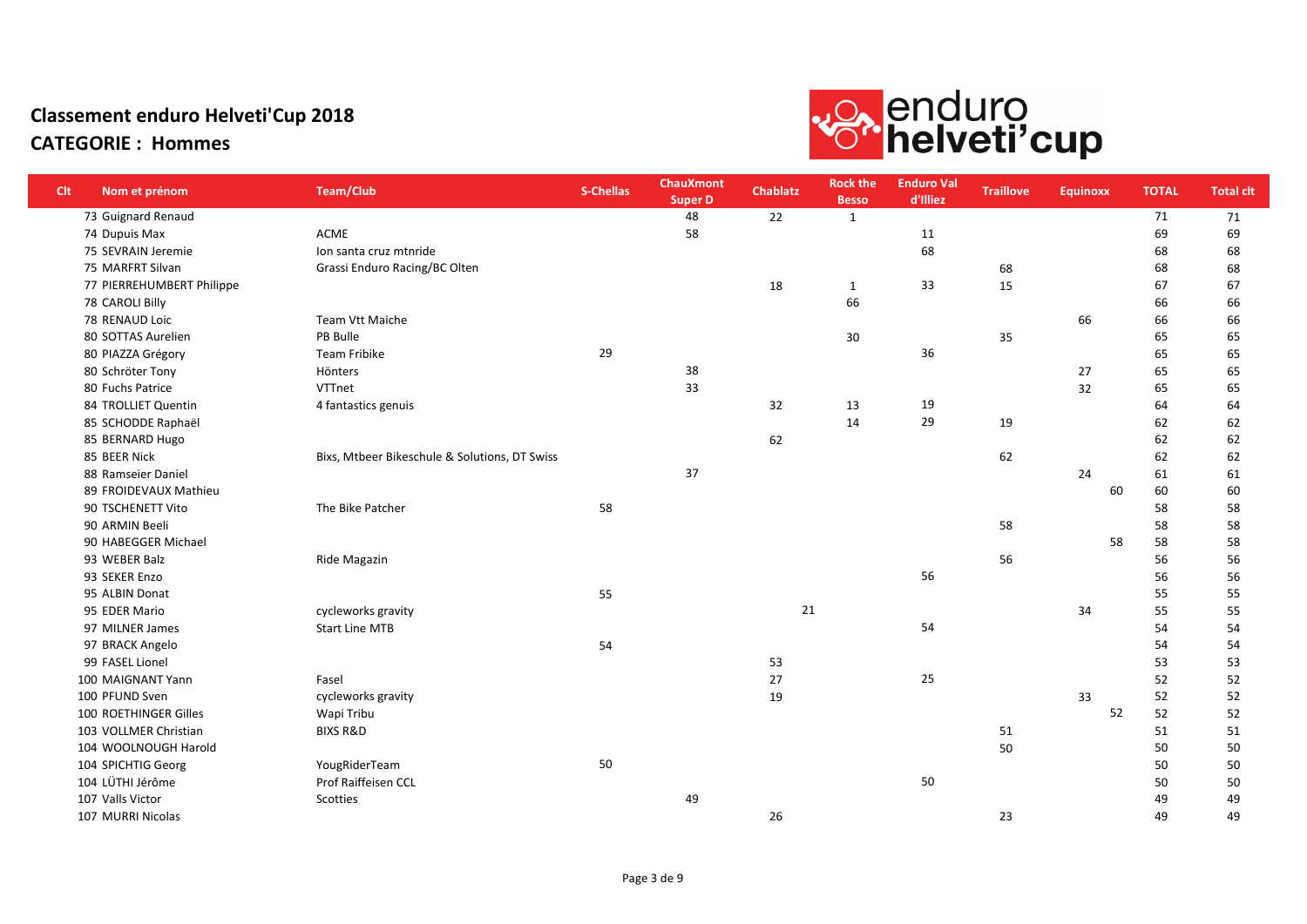# Classement enduro Helveti'Cup 2018

## CATEGORIE : Hommes

| Clt | Nom et prénom | Team/Club | S-Chellas | ChauXmont Super D | Chablatz | Rock the Besso | Enduro Val d'Illiez | Traillove | Equinoxx | TOTAL | Total clt |
|---|---|---|---|---|---|---|---|---|---|---|---|
| 73 | Guignard Renaud | | | 48 | 22 | 1 | | | | 71 | 71 |
| 74 | Dupuis Max | ACME | | 58 | | | 11 | | | 69 | 69 |
| 75 | SEVRAIN Jeremie | Ion santa cruz mtnride | | | | | 68 | | | 68 | 68 |
| 75 | MARFRT Silvan | Grassi Enduro Racing/BC Olten | | | | | | 68 | | 68 | 68 |
| 77 | PIERREHUMBERT Philippe | | | | 18 | 1 | 33 | 15 | | 67 | 67 |
| 78 | CAROLI Billy | | | | | 66 | | | | 66 | 66 |
| 78 | RENAUD Loic | Team Vtt Maiche | | | | | | | 66 | 66 | 66 |
| 80 | SOTTAS Aurelien | PB Bulle | | | | 30 | | 35 | | 65 | 65 |
| 80 | PIAZZA Grégory | Team Fribike | 29 | | | | 36 | | | 65 | 65 |
| 80 | Schröter Tony | Hönters | | 38 | | | | | 27 | 65 | 65 |
| 80 | Fuchs Patrice | VTTnet | | 33 | | | | | 32 | 65 | 65 |
| 84 | TROLLIET Quentin | 4 fantastics genuis | | | 32 | 13 | 19 | | | 64 | 64 |
| 85 | SCHODDE Raphaël | | | | | 14 | 29 | 19 | | 62 | 62 |
| 85 | BERNARD Hugo | | | | 62 | | | | | 62 | 62 |
| 85 | BEER Nick | Bixs, Mtbeer Bikeschule & Solutions, DT Swiss | | | | | | 62 | | 62 | 62 |
| 88 | Ramseier Daniel | | | 37 | | | | | 24 | 61 | 61 |
| 89 | FROIDEVAUX Mathieu | | | | | | | | 60 | 60 | 60 |
| 90 | TSCHENETT Vito | The Bike Patcher | 58 | | | | | | | 58 | 58 |
| 90 | ARMIN Beeli | | | | | | | 58 | | 58 | 58 |
| 90 | HABEGGER Michael | | | | | | | | 58 | 58 | 58 |
| 93 | WEBER Balz | Ride Magazin | | | | | | 56 | | 56 | 56 |
| 93 | SEKER Enzo | | | | | | 56 | | | 56 | 56 |
| 95 | ALBIN Donat | | 55 | | | | | | | 55 | 55 |
| 95 | EDER Mario | cycleworks gravity | | | 21 | | | | 34 | 55 | 55 |
| 97 | MILNER James | Start Line MTB | | | | | 54 | | | 54 | 54 |
| 97 | BRACK Angelo | | 54 | | | | | | | 54 | 54 |
| 99 | FASEL Lionel | | | | 53 | | | | | 53 | 53 |
| 100 | MAIGNANT Yann | Fasel | | | 27 | | 25 | | | 52 | 52 |
| 100 | PFUND Sven | cycleworks gravity | | | 19 | | | | 33 | 52 | 52 |
| 100 | ROETHINGER Gilles | Wapi Tribu | | | | | | | 52 | 52 | 52 |
| 103 | VOLLMER Christian | BIXS R&D | | | | | | 51 | | 51 | 51 |
| 104 | WOOLNOUGH Harold | | | | | | | 50 | | 50 | 50 |
| 104 | SPICHTIG Georg | YougRiderTeam | 50 | | | | | | | 50 | 50 |
| 104 | LÜTHI Jérôme | Prof Raiffeisen CCL | | | | | 50 | | | 50 | 50 |
| 107 | Valls Victor | Scotties | | 49 | | | | | | 49 | 49 |
| 107 | MURRI Nicolas | | | | 26 | | | 23 | | 49 | 49 |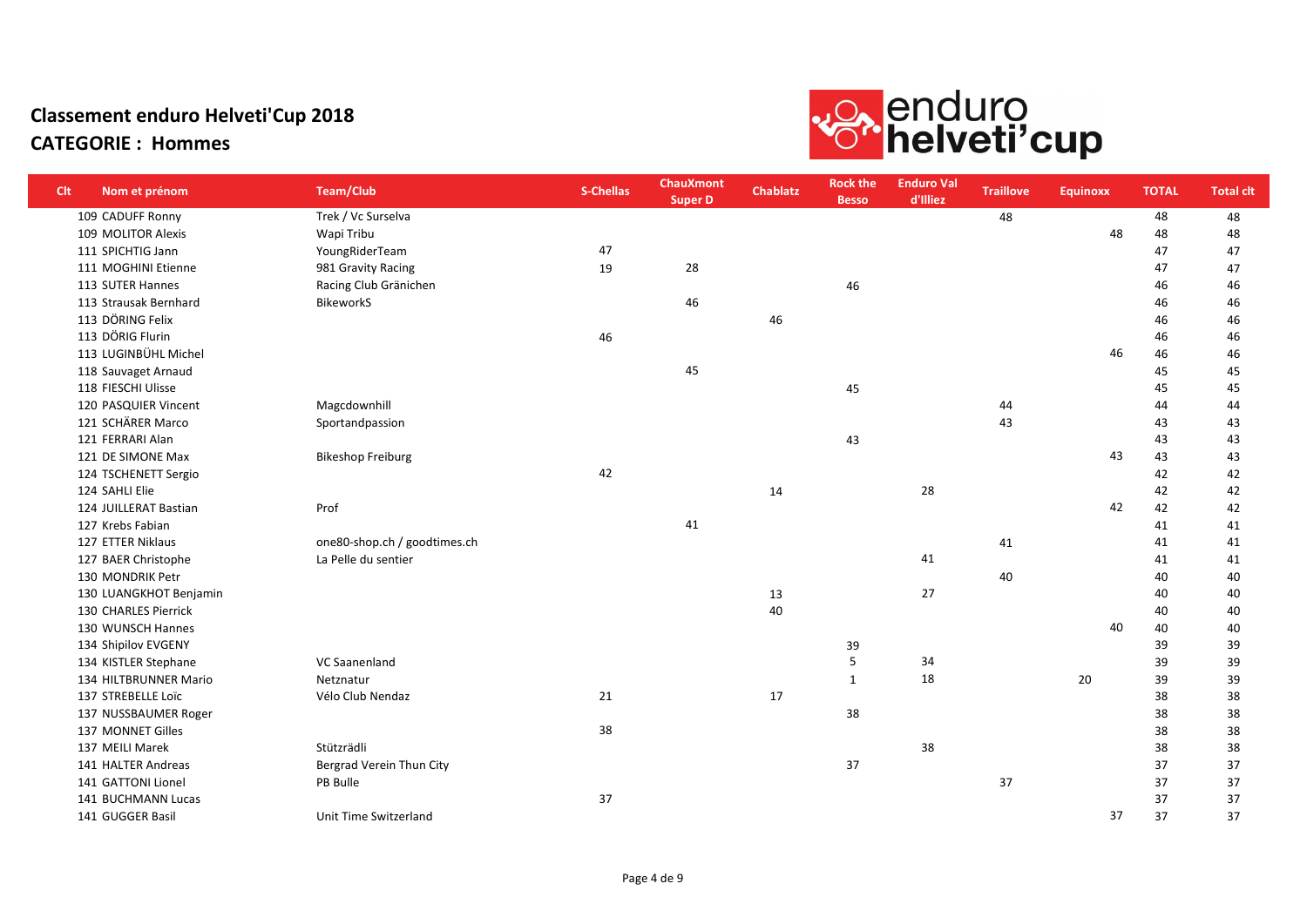# Classement enduro Helveti'Cup 2018

## CATEGORIE : Hommes

| Clt | Nom et prénom | Team/Club | S-Chellas | ChauXmont Super D | Chablatz | Rock the Besso | Enduro Val d'Illiez | Traillove | Equinoxx | TOTAL | Total clt |
|---|---|---|---|---|---|---|---|---|---|---|---|
| 109 | CADUFF Ronny | Trek / Vc Surselva | | | | | | 48 | | 48 | 48 |
| 109 | MOLITOR Alexis | Wapi Tribu | | | | | | | 48 | 48 | 48 |
| 111 | SPICHTIG Jann | YoungRiderTeam | 47 | | | | | | | 47 | 47 |
| 111 | MOGHINI Etienne | 981 Gravity Racing | 19 | 28 | | | | | | 47 | 47 |
| 113 | SUTER Hannes | Racing Club Gränichen | | | | 46 | | | | 46 | 46 |
| 113 | Strausak Bernhard | BikeworkS | | 46 | | | | | | 46 | 46 |
| 113 | DÖRING Felix | | | | 46 | | | | | 46 | 46 |
| 113 | DÖRIG Flurin | | 46 | | | | | | | 46 | 46 |
| 113 | LUGINBÜHL Michel | | | | | | | | 46 | 46 | 46 |
| 118 | Sauvaget Arnaud | | | 45 | | | | | | 45 | 45 |
| 118 | FIESCHI Ulisse | | | | | 45 | | | | 45 | 45 |
| 120 | PASQUIER Vincent | Magcdownhill | | | | | | 44 | | 44 | 44 |
| 121 | SCHÄRER Marco | Sportandpassion | | | | | | 43 | | 43 | 43 |
| 121 | FERRARI Alan | | | | | 43 | | | | 43 | 43 |
| 121 | DE SIMONE Max | Bikeshop Freiburg | | | | | | | 43 | 43 | 43 |
| 124 | TSCHENETT Sergio | | 42 | | | | | | | 42 | 42 |
| 124 | SAHLI Elie | | | | 14 | | 28 | | | 42 | 42 |
| 124 | JUILLERAT Bastian | Prof | | | | | | | 42 | 42 | 42 |
| 127 | Krebs Fabian | | | 41 | | | | | | 41 | 41 |
| 127 | ETTER Niklaus | one80-shop.ch / goodtimes.ch | | | | | | 41 | | 41 | 41 |
| 127 | BAER Christophe | La Pelle du sentier | | | | | 41 | | | 41 | 41 |
| 130 | MONDRIK Petr | | | | | | | 40 | | 40 | 40 |
| 130 | LUANGKHOT Benjamin | | | | 13 | | 27 | | | 40 | 40 |
| 130 | CHARLES Pierrick | | | | 40 | | | | | 40 | 40 |
| 130 | WUNSCH Hannes | | | | | | | | 40 | 40 | 40 |
| 134 | Shipilov EVGENY | | | | | 39 | | | | 39 | 39 |
| 134 | KISTLER Stephane | VC Saanenland | | | | 5 | 34 | | | 39 | 39 |
| 134 | HILTBRUNNER Mario | Netznatur | | | | 1 | 18 | | 20 | 39 | 39 |
| 137 | STREBELLE Loïc | Vélo Club Nendaz | 21 | | 17 | | | | | 38 | 38 |
| 137 | NUSSBAUMER Roger | | | | | 38 | | | | 38 | 38 |
| 137 | MONNET Gilles | | 38 | | | | | | | 38 | 38 |
| 137 | MEILI Marek | Stützrädli | | | | | 38 | | | 38 | 38 |
| 141 | HALTER Andreas | Bergrad Verein Thun City | | | | 37 | | | | 37 | 37 |
| 141 | GATTONI Lionel | PB Bulle | | | | | | 37 | | 37 | 37 |
| 141 | BUCHMANN Lucas | | 37 | | | | | | | 37 | 37 |
| 141 | GUGGER Basil | Unit Time Switzerland | | | | | | | 37 | 37 | 37 |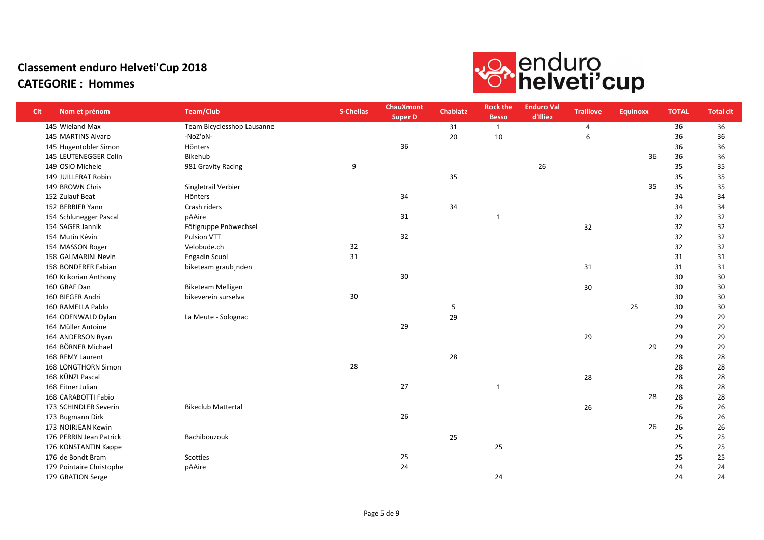# Classement enduro Helveti'Cup 2018

## CATEGORIE : Hommes

| Clt | Nom et prénom | Team/Club | S-Chellas | ChauXmont Super D | Chablatz | Rock the Besso | Enduro Val d'Illiez | Traillove | Equinoxx | TOTAL | Total clt |
|---|---|---|---|---|---|---|---|---|---|---|---|
| 145 | Wieland Max | Team Bicyclesshop Lausanne | | | 31 | 1 | | 4 | | 36 | 36 |
| 145 | MARTINS Alvaro | -NoZ'oN- | | | 20 | 10 | | 6 | | 36 | 36 |
| 145 | Hugentobler Simon | Hönters | | 36 | | | | | | 36 | 36 |
| 145 | LEUTENEGGER Colin | Bikehub | | | | | | | 36 | 36 | 36 |
| 149 | OSIO Michele | 981 Gravity Racing | 9 | | | | 26 | | | 35 | 35 |
| 149 | JUILLERAT Robin | | | | 35 | | | | | 35 | 35 |
| 149 | BROWN Chris | Singletrail Verbier | | | | | | | 35 | 35 | 35 |
| 152 | Zulauf Beat | Hönters | | 34 | | | | | | 34 | 34 |
| 152 | BERBIER Yann | Crash riders | | | 34 | | | | | 34 | 34 |
| 154 | Schlunegger Pascal | pAAire | | 31 | | 1 | | | | 32 | 32 |
| 154 | SAGER Jannik | Fötigruppe Pnöwechsel | | | | | | 32 | | 32 | 32 |
| 154 | Mutin Kévin | Pulsion VTT | | 32 | | | | | | 32 | 32 |
| 154 | MASSON Roger | Velobude.ch | 32 | | | | | | | 32 | 32 |
| 158 | GALMARINI Nevin | Engadin Scuol | 31 | | | | | | | 31 | 31 |
| 158 | BONDERER Fabian | biketeam graub¸nden | | | | | | 31 | | 31 | 31 |
| 160 | Krikorian Anthony | | | 30 | | | | | | 30 | 30 |
| 160 | GRAF Dan | Biketeam Melligen | | | | | | 30 | | 30 | 30 |
| 160 | BIEGER Andri | bikeverein surselva | 30 | | | | | | | 30 | 30 |
| 160 | RAMELLA Pablo | | | | 5 | | | | 25 | 30 | 30 |
| 164 | ODENWALD Dylan | La Meute - Solognac | | | 29 | | | | | 29 | 29 |
| 164 | Müller Antoine | | | 29 | | | | | | 29 | 29 |
| 164 | ANDERSON Ryan | | | | | | | 29 | | 29 | 29 |
| 164 | BÖRNER Michael | | | | | | | | 29 | 29 | 29 |
| 168 | REMY Laurent | | | | 28 | | | | | 28 | 28 |
| 168 | LONGTHORN Simon | | 28 | | | | | | | 28 | 28 |
| 168 | KÜNZI Pascal | | | | | | | 28 | | 28 | 28 |
| 168 | Eitner Julian | | | 27 | | 1 | | | | 28 | 28 |
| 168 | CARABOTTI Fabio | | | | | | | | 28 | 28 | 28 |
| 173 | SCHINDLER Severin | Bikeclub Mattertal | | | | | | 26 | | 26 | 26 |
| 173 | Bugmann Dirk | | | 26 | | | | | | 26 | 26 |
| 173 | NOIRJEAN Kewin | | | | | | | | 26 | 26 | 26 |
| 176 | PERRIN Jean Patrick | Bachibouzouk | | | 25 | | | | | 25 | 25 |
| 176 | KONSTANTIN Kappe | | | | | 25 | | | | 25 | 25 |
| 176 | de Bondt Bram | Scotties | | 25 | | | | | | 25 | 25 |
| 179 | Pointaire Christophe | pAAire | | 24 | | | | | | 24 | 24 |
| 179 | GRATION Serge | | | | | 24 | | | | 24 | 24 |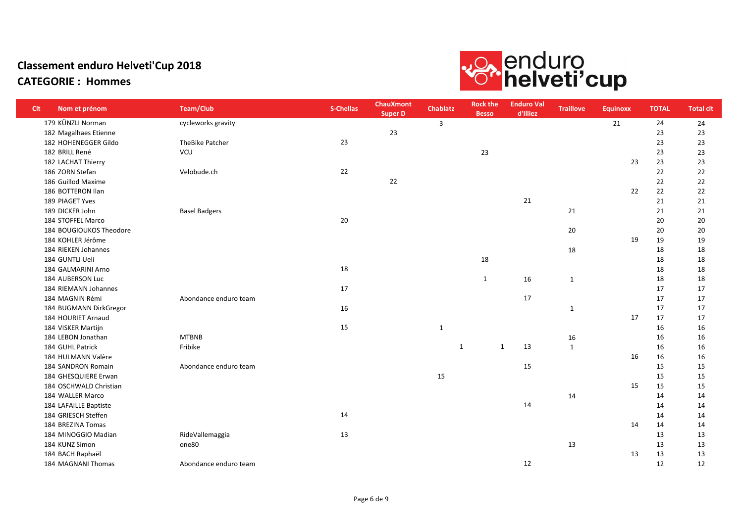# Classement enduro Helveti'Cup 2018

## CATEGORIE : Hommes

| Clt | Nom et prénom | Team/Club | S-Chellas | ChauXmont Super D | Chablatz | Rock the Besso | Enduro Val d'Illiez | Traillove | Equinoxx | TOTAL | Total clt |
|---|---|---|---|---|---|---|---|---|---|---|---|
| 179 | KÜNZLI Norman | cycleworks gravity | | | 3 | | | | 21 | 24 | 24 |
| 182 | Magalhaes Etienne | | | 23 | | | | | | 23 | 23 |
| 182 | HOHENEGGER Gildo | TheBike Patcher | 23 | | | | | | | 23 | 23 |
| 182 | BRILL René | VCU | | | | 23 | | | | 23 | 23 |
| 182 | LACHAT Thierry | | | | | | | | 23 | 23 | 23 |
| 186 | ZORN Stefan | Velobude.ch | 22 | | | | | | | 22 | 22 |
| 186 | Guillod Maxime | | | 22 | | | | | | 22 | 22 |
| 186 | BOTTERON Ilan | | | | | | | | 22 | 22 | 22 |
| 189 | PIAGET Yves | | | | | | 21 | | | 21 | 21 |
| 189 | DICKER John | Basel Badgers | | | | | | 21 | | 21 | 21 |
| 184 | STOFFEL Marco | | 20 | | | | | | | 20 | 20 |
| 184 | BOUGIOUKOS Theodore | | | | | | | 20 | | 20 | 20 |
| 184 | KOHLER Jérôme | | | | | | | | 19 | 19 | 19 |
| 184 | RIEKEN Johannes | | | | | | | 18 | | 18 | 18 |
| 184 | GUNTLI Ueli | | | | | 18 | | | | 18 | 18 |
| 184 | GALMARINI Arno | | 18 | | | | | | | 18 | 18 |
| 184 | AUBERSON Luc | | | | | 1 | 16 | 1 | | 18 | 18 |
| 184 | RIEMANN Johannes | | 17 | | | | | | | 17 | 17 |
| 184 | MAGNIN Rémi | Abondance enduro team | | | | | 17 | | | 17 | 17 |
| 184 | BUGMANN DirkGregor | | 16 | | | | | 1 | | 17 | 17 |
| 184 | HOURIET Arnaud | | | | | | | | 17 | 17 | 17 |
| 184 | VISKER Martijn | | 15 | | 1 | | | | | 16 | 16 |
| 184 | LEBON Jonathan | MTBNB | | | | | | 16 | | 16 | 16 |
| 184 | GUHL Patrick | Fribike | | | 1 | 1 | 13 | 1 | | 16 | 16 |
| 184 | HULMANN Valère | | | | | | | | 16 | 16 | 16 |
| 184 | SANDRON Romain | Abondance enduro team | | | | | 15 | | | 15 | 15 |
| 184 | GHESQUIERE Erwan | | | | 15 | | | | | 15 | 15 |
| 184 | OSCHWALD Christian | | | | | | | | 15 | 15 | 15 |
| 184 | WALLER Marco | | | | | | | 14 | | 14 | 14 |
| 184 | LAFAILLE Baptiste | | | | | | 14 | | | 14 | 14 |
| 184 | GRIESCH Steffen | | 14 | | | | | | | 14 | 14 |
| 184 | BREZINA Tomas | | | | | | | | 14 | 14 | 14 |
| 184 | MINOGGIO Madian | RideVallemaggia | 13 | | | | | | | 13 | 13 |
| 184 | KUNZ Simon | one80 | | | | | | 13 | | 13 | 13 |
| 184 | BACH Raphaël | | | | | | | | 13 | 13 | 13 |
| 184 | MAGNANI Thomas | Abondance enduro team | | | | | 12 | | | 12 | 12 |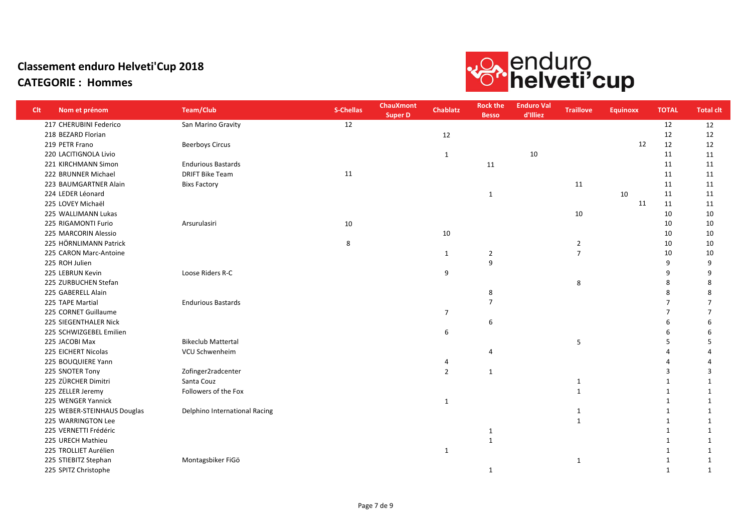# Classement enduro Helveti'Cup 2018

## CATEGORIE : Hommes

| Clt | Nom et prénom | Team/Club | S-Chellas | ChauXmont Super D | Chablatz | Rock the Besso | Enduro Val d'Illiez | Traillove | Equinoxx | TOTAL | Total clt |
|---|---|---|---|---|---|---|---|---|---|---|---|
| 217 | CHERUBINI Federico | San Marino Gravity | 12 | | | | | | | 12 | 12 |
| 218 | BEZARD Florian | | | | 12 | | | | | 12 | 12 |
| 219 | PETR Frano | Beerboys Circus | | | | | | | 12 | 12 | 12 |
| 220 | LACITIGNOLA Livio | | | | 1 | | 10 | | | 11 | 11 |
| 221 | KIRCHMANN Simon | Endurious Bastards | | | | 11 | | | | 11 | 11 |
| 222 | BRUNNER Michael | DRIFT Bike Team | 11 | | | | | | | 11 | 11 |
| 223 | BAUMGARTNER Alain | Bixs Factory | | | | | | 11 | | 11 | 11 |
| 224 | LEDER Léonard | | | | | 1 | | | 10 | 11 | 11 |
| 225 | LOVEY Michaël | | | | | | | | 11 | 11 | 11 |
| 225 | WALLIMANN Lukas | | | | | | | 10 | | 10 | 10 |
| 225 | RIGAMONTI Furio | Arsurulasiri | 10 | | | | | | | 10 | 10 |
| 225 | MARCORIN Alessio | | | | 10 | | | | | 10 | 10 |
| 225 | HÖRNLIMANN Patrick | | 8 | | | | | 2 | | 10 | 10 |
| 225 | CARON Marc-Antoine | | | | 1 | 2 | | 7 | | 10 | 10 |
| 225 | ROH Julien | | | | | 9 | | | | 9 | 9 |
| 225 | LEBRUN Kevin | Loose Riders R-C | | | 9 | | | | | 9 | 9 |
| 225 | ZURBUCHEN Stefan | | | | | | | 8 | | 8 | 8 |
| 225 | GABERELL Alain | | | | | 8 | | | | 8 | 8 |
| 225 | TAPE Martial | Endurious Bastards | | | | 7 | | | | 7 | 7 |
| 225 | CORNET Guillaume | | | | 7 | | | | | 7 | 7 |
| 225 | SIEGENTHALER Nick | | | | | 6 | | | | 6 | 6 |
| 225 | SCHWIZGEBEL Emilien | | | | 6 | | | | | 6 | 6 |
| 225 | JACOBI Max | Bikeclub Mattertal | | | | | | 5 | | 5 | 5 |
| 225 | EICHERT Nicolas | VCU Schwenheim | | | | 4 | | | | 4 | 4 |
| 225 | BOUQUIERE Yann | | | | 4 | | | | | 4 | 4 |
| 225 | SNOTER Tony | Zofinger2radcenter | | | 2 | 1 | | | | 3 | 3 |
| 225 | ZÜRCHER Dimitri | Santa Couz | | | | | | 1 | | 1 | 1 |
| 225 | ZELLER Jeremy | Followers of the Fox | | | | | | 1 | | 1 | 1 |
| 225 | WENGER Yannick | | | | 1 | | | | | 1 | 1 |
| 225 | WEBER-STEINHAUS Douglas | Delphino International Racing | | | | | | 1 | | 1 | 1 |
| 225 | WARRINGTON Lee | | | | | | | 1 | | 1 | 1 |
| 225 | VERNETTI Frédéric | | | | | 1 | | | | 1 | 1 |
| 225 | URECH Mathieu | | | | | 1 | | | | 1 | 1 |
| 225 | TROLLIET Aurélien | | | | 1 | | | | | 1 | 1 |
| 225 | STIEBITZ Stephan | Montagsbiker FiGö | | | | | | 1 | | 1 | 1 |
| 225 | SPITZ Christophe | | | | | 1 | | | | 1 | 1 |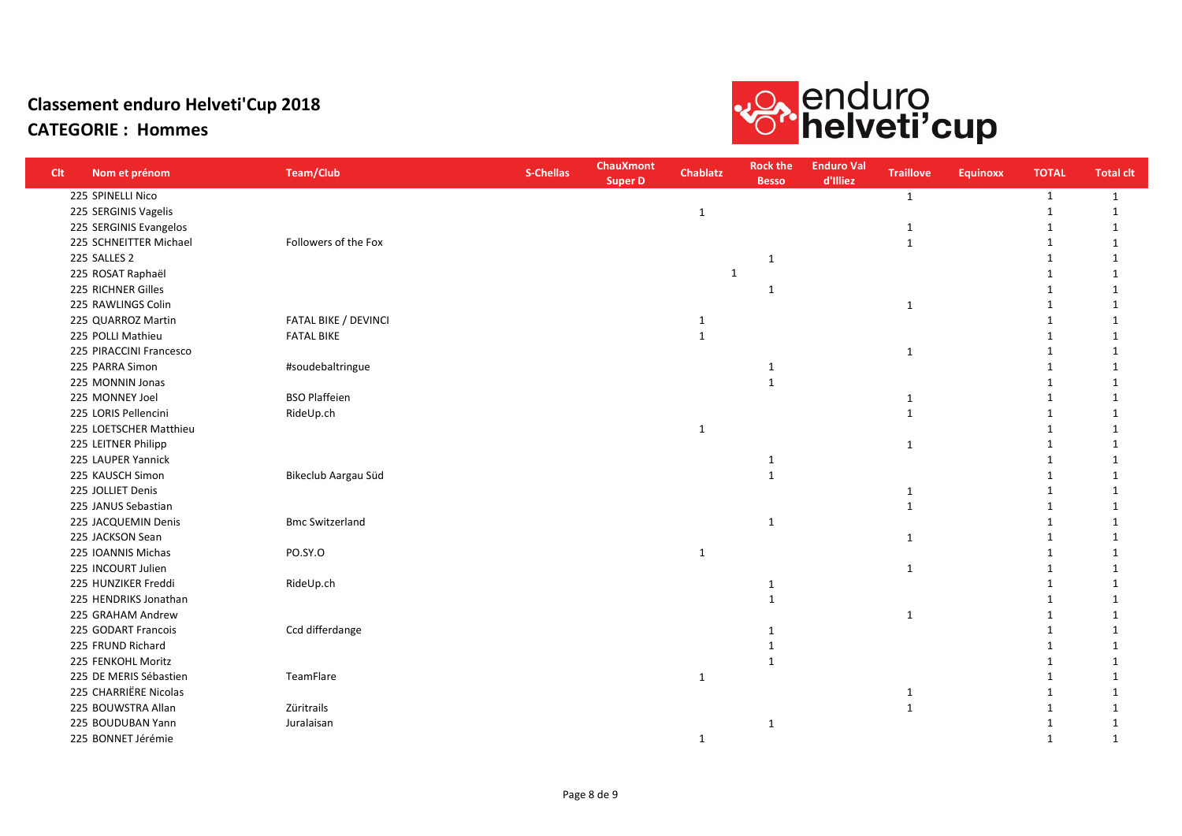# Classement enduro Helveti'Cup 2018

## CATEGORIE : Hommes

| Clt | Nom et prénom | Team/Club | S-Chellas | ChauXmont Super D | Chablatz | Rock the Besso | Enduro Val d'Illiez | Traillove | Equinoxx | TOTAL | Total clt |
|---|---|---|---|---|---|---|---|---|---|---|---|
| 225 | SPINELLI Nico | | | | | | | 1 | | 1 | 1 |
| 225 | SERGINIS Vagelis | | | | 1 | | | | | 1 | 1 |
| 225 | SERGINIS Evangelos | | | | | | | 1 | | 1 | 1 |
| 225 | SCHNEITTER Michael | Followers of the Fox | | | | | | 1 | | 1 | 1 |
| 225 | SALLES 2 | | | | | 1 | | | | 1 | 1 |
| 225 | ROSAT Raphaël | | | | | 1 | | | | 1 | 1 |
| 225 | RICHNER Gilles | | | | | 1 | | | | 1 | 1 |
| 225 | RAWLINGS Colin | | | | | | | 1 | | 1 | 1 |
| 225 | QUARROZ Martin | FATAL BIKE / DEVINCI | | | 1 | | | | | 1 | 1 |
| 225 | POLLI Mathieu | FATAL BIKE | | | 1 | | | | | 1 | 1 |
| 225 | PIRACCINI Francesco | | | | | | | 1 | | 1 | 1 |
| 225 | PARRA Simon | #soudebaltringue | | | | 1 | | | | 1 | 1 |
| 225 | MONNIN Jonas | | | | | 1 | | | | 1 | 1 |
| 225 | MONNEY Joel | BSO Plaffeien | | | | | | 1 | | 1 | 1 |
| 225 | LORIS Pellencini | RideUp.ch | | | | | | 1 | | 1 | 1 |
| 225 | LOETSCHER Matthieu | | | | 1 | | | | | 1 | 1 |
| 225 | LEITNER Philipp | | | | | | | 1 | | 1 | 1 |
| 225 | LAUPER Yannick | | | | | 1 | | | | 1 | 1 |
| 225 | KAUSCH Simon | Bikeclub Aargau Süd | | | | 1 | | | | 1 | 1 |
| 225 | JOLLIET Denis | | | | | | | 1 | | 1 | 1 |
| 225 | JANUS Sebastian | | | | | | | 1 | | 1 | 1 |
| 225 | JACQUEMIN Denis | Bmc Switzerland | | | | 1 | | | | 1 | 1 |
| 225 | JACKSON Sean | | | | | | | 1 | | 1 | 1 |
| 225 | IOANNIS Michas | PO.SY.O | | | 1 | | | | | 1 | 1 |
| 225 | INCOURT Julien | | | | | | | 1 | | 1 | 1 |
| 225 | HUNZIKER Freddi | RideUp.ch | | | | 1 | | | | 1 | 1 |
| 225 | HENDRIKS Jonathan | | | | | 1 | | | | 1 | 1 |
| 225 | GRAHAM Andrew | | | | | | | 1 | | 1 | 1 |
| 225 | GODART Francois | Ccd differdange | | | | 1 | | | | 1 | 1 |
| 225 | FRUND Richard | | | | | 1 | | | | 1 | 1 |
| 225 | FENKOHL Moritz | | | | | 1 | | | | 1 | 1 |
| 225 | DE MERIS Sébastien | TeamFlare | | | 1 | | | | | 1 | 1 |
| 225 | CHARRIÈRE Nicolas | | | | | | | 1 | | 1 | 1 |
| 225 | BOUWSTRA Allan | Züritrails | | | | | | 1 | | 1 | 1 |
| 225 | BOUDUBAN Yann | Juralaisan | | | | 1 | | | | 1 | 1 |
| 225 | BONNET Jérémie | | | | 1 | | | | | 1 | 1 |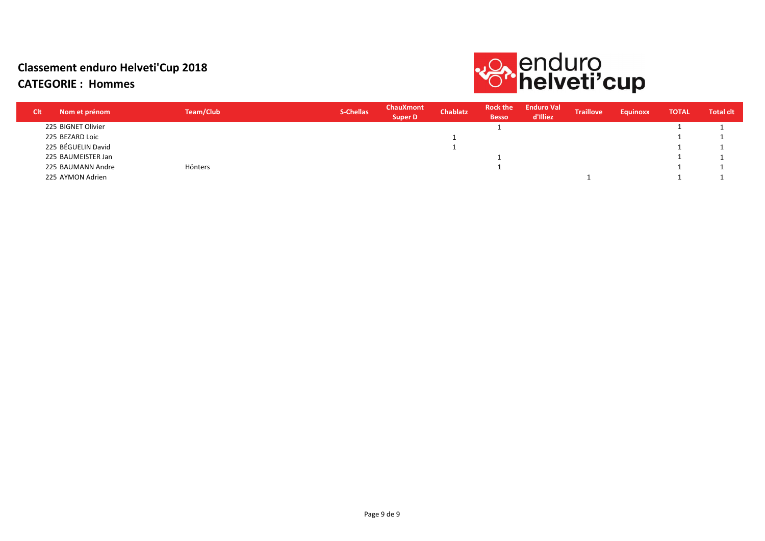# Classement enduro Helveti'Cup 2018

## CATEGORIE : Hommes

| Clt | Nom et prénom | Team/Club | S-Chellas | ChauXmont Super D | Chablatz | Rock the Besso | Enduro Val d'Illiez | Traillove | Equinoxx | TOTAL | Total clt |
|---|---|---|---|---|---|---|---|---|---|---|---|
| 225 | BIGNET Olivier | | | | | 1 | | | | 1 | 1 |
| 225 | BEZARD Loic | | | | 1 | | | | | 1 | 1 |
| 225 | BÉGUELIN David | | | | 1 | | | | | 1 | 1 |
| 225 | BAUMEISTER Jan | | | | | 1 | | | | 1 | 1 |
| 225 | BAUMANN Andre | Hönters | | | | 1 | | | | 1 | 1 |
| 225 | AYMON Adrien | | | | | | | 1 | | 1 | 1 |